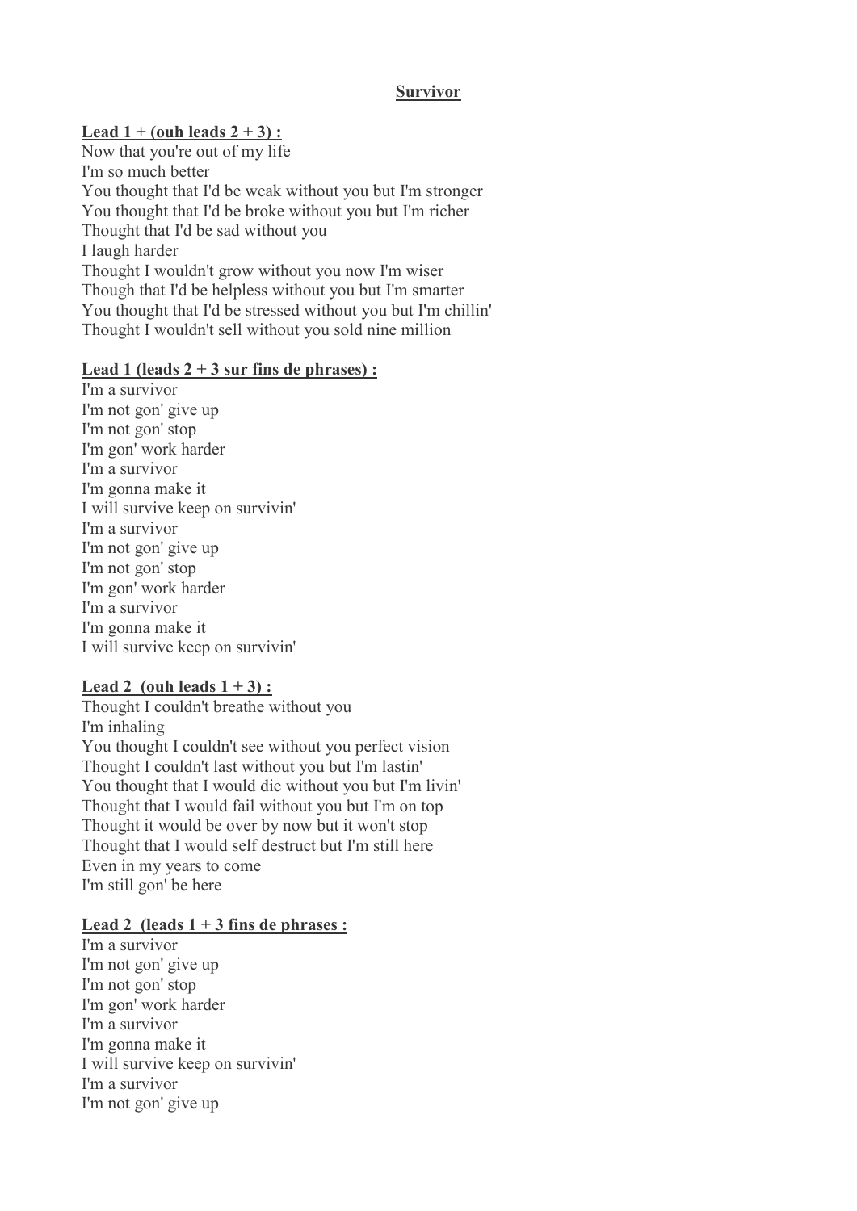# Survivor

**Lead 1 + (ouh leads 2 + 3) :**

Now that you're out of my life
I'm so much better
You thought that I'd be weak without you but I'm stronger
You thought that I'd be broke without you but I'm richer
Thought that I'd be sad without you
I laugh harder
Thought I wouldn't grow without you now I'm wiser
Though that I'd be helpless without you but I'm smarter
You thought that I'd be stressed without you but I'm chillin'
Thought I wouldn't sell without you sold nine million

**Lead 1 (leads 2 + 3 sur fins de phrases) :**

I'm a survivor
I'm not gon' give up
I'm not gon' stop
I'm gon' work harder
I'm a survivor
I'm gonna make it
I will survive keep on survivin'
I'm a survivor
I'm not gon' give up
I'm not gon' stop
I'm gon' work harder
I'm a survivor
I'm gonna make it
I will survive keep on survivin'

**Lead 2 (ouh leads 1 + 3) :**

Thought I couldn't breathe without you
I'm inhaling
You thought I couldn't see without you perfect vision
Thought I couldn't last without you but I'm lastin'
You thought that I would die without you but I'm livin'
Thought that I would fail without you but I'm on top
Thought it would be over by now but it won't stop
Thought that I would self destruct but I'm still here
Even in my years to come
I'm still gon' be here

**Lead 2 (leads 1 + 3 fins de phrases :**

I'm a survivor
I'm not gon' give up
I'm not gon' stop
I'm gon' work harder
I'm a survivor
I'm gonna make it
I will survive keep on survivin'
I'm a survivor
I'm not gon' give up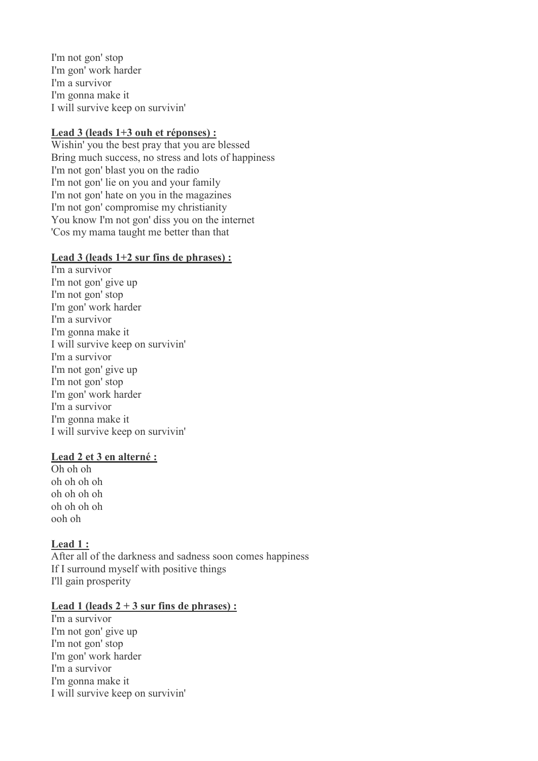I'm not gon' stop
I'm gon' work harder
I'm a survivor
I'm gonna make it
I will survive keep on survivin'

**Lead 3 (leads 1+3 ouh et réponses) :**

Wishin' you the best pray that you are blessed
Bring much success, no stress and lots of happiness
I'm not gon' blast you on the radio
I'm not gon' lie on you and your family
I'm not gon' hate on you in the magazines
I'm not gon' compromise my christianity
You know I'm not gon' diss you on the internet
'Cos my mama taught me better than that

**Lead 3 (leads 1+2 sur fins de phrases) :**

I'm a survivor
I'm not gon' give up
I'm not gon' stop
I'm gon' work harder
I'm a survivor
I'm gonna make it
I will survive keep on survivin'
I'm a survivor
I'm not gon' give up
I'm not gon' stop
I'm gon' work harder
I'm a survivor
I'm gonna make it
I will survive keep on survivin'

**Lead 2 et 3 en alterné :**

Oh oh oh
oh oh oh oh
oh oh oh oh
oh oh oh oh
ooh oh

**Lead 1 :**

After all of the darkness and sadness soon comes happiness
If I surround myself with positive things
I'll gain prosperity

**Lead 1 (leads 2 + 3 sur fins de phrases) :**

I'm a survivor
I'm not gon' give up
I'm not gon' stop
I'm gon' work harder
I'm a survivor
I'm gonna make it
I will survive keep on survivin'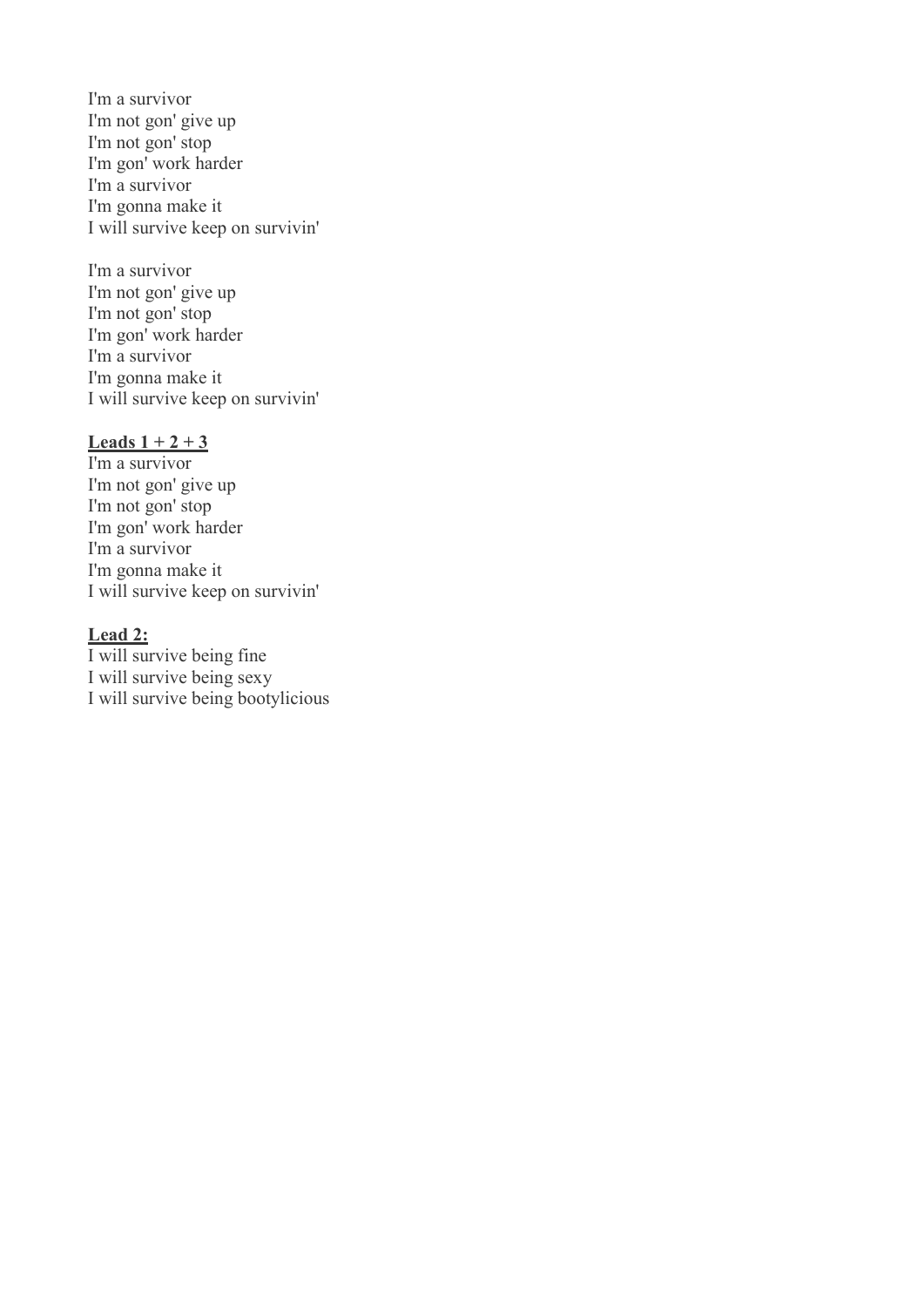I'm a survivor
I'm not gon' give up
I'm not gon' stop
I'm gon' work harder
I'm a survivor
I'm gonna make it
I will survive keep on survivin'

I'm a survivor
I'm not gon' give up
I'm not gon' stop
I'm gon' work harder
I'm a survivor
I'm gonna make it
I will survive keep on survivin'

**Leads 1 + 2 + 3**
I'm a survivor
I'm not gon' give up
I'm not gon' stop
I'm gon' work harder
I'm a survivor
I'm gonna make it
I will survive keep on survivin'

**Lead 2:**
I will survive being fine
I will survive being sexy
I will survive being bootylicious